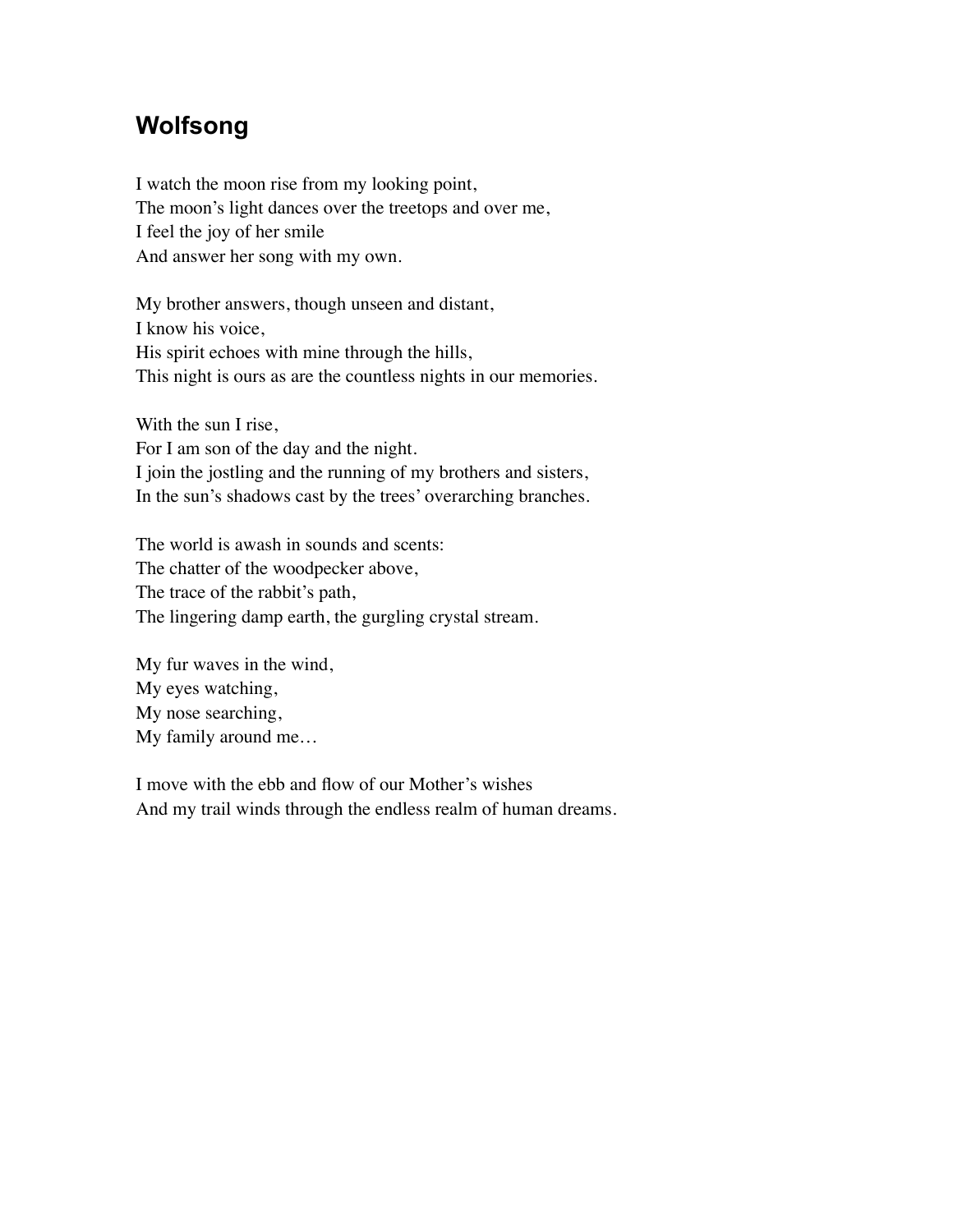## Wolfsong

I watch the moon rise from my looking point,
The moon's light dances over the treetops and over me,
I feel the joy of her smile
And answer her song with my own.

My brother answers, though unseen and distant,
I know his voice,
His spirit echoes with mine through the hills,
This night is ours as are the countless nights in our memories.

With the sun I rise,
For I am son of the day and the night.
I join the jostling and the running of my brothers and sisters,
In the sun's shadows cast by the trees' overarching branches.

The world is awash in sounds and scents:
The chatter of the woodpecker above,
The trace of the rabbit's path,
The lingering damp earth, the gurgling crystal stream.

My fur waves in the wind,
My eyes watching,
My nose searching,
My family around me…

I move with the ebb and flow of our Mother's wishes
And my trail winds through the endless realm of human dreams.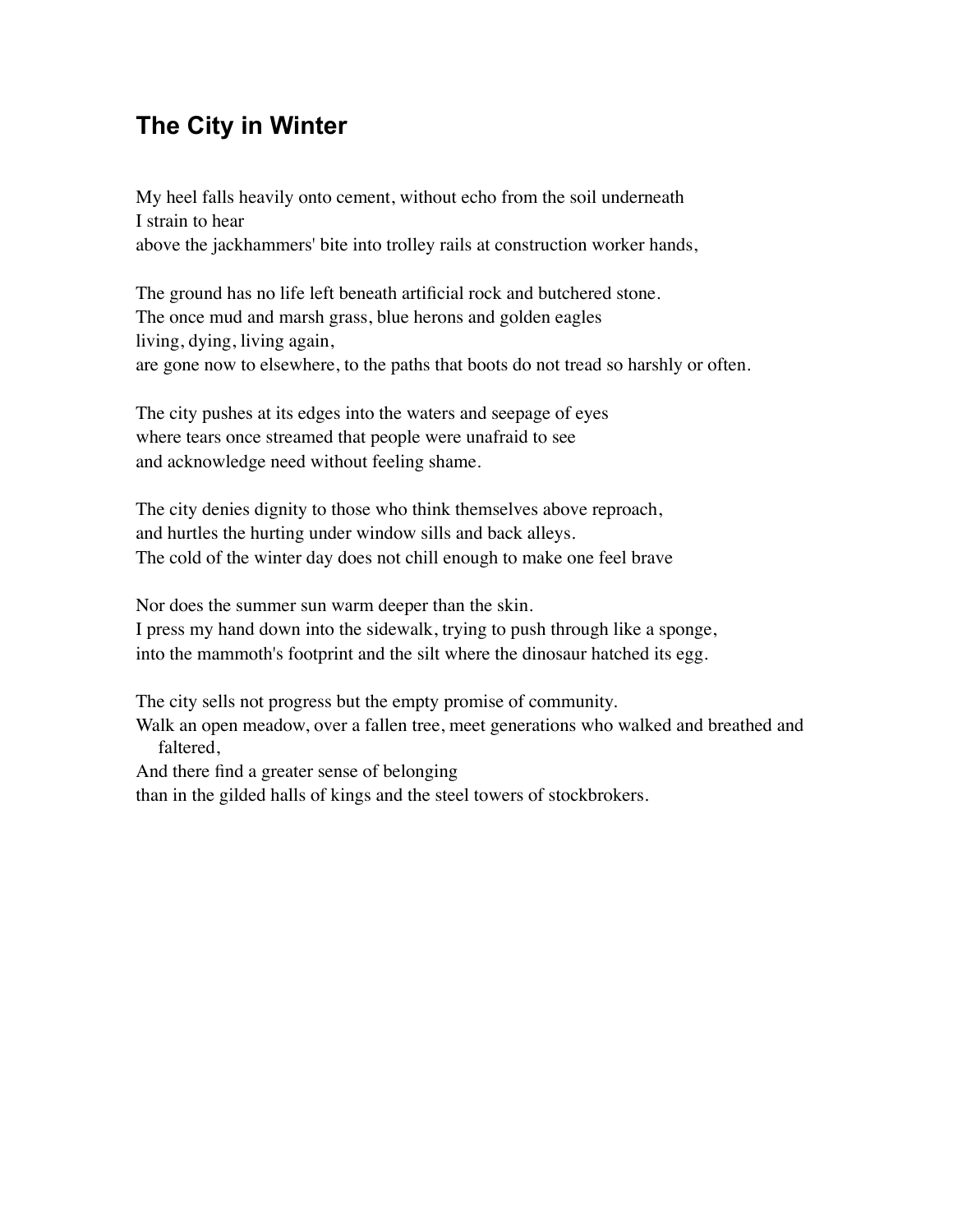## The City in Winter

My heel falls heavily onto cement, without echo from the soil underneath  
I strain to hear  
above the jackhammers' bite into trolley rails at construction worker hands,

The ground has no life left beneath artificial rock and butchered stone.  
The once mud and marsh grass, blue herons and golden eagles  
living, dying, living again,  
are gone now to elsewhere, to the paths that boots do not tread so harshly or often.

The city pushes at its edges into the waters and seepage of eyes  
where tears once streamed that people were unafraid to see  
and acknowledge need without feeling shame.

The city denies dignity to those who think themselves above reproach,  
and hurtles the hurting under window sills and back alleys.  
The cold of the winter day does not chill enough to make one feel brave

Nor does the summer sun warm deeper than the skin.  
I press my hand down into the sidewalk, trying to push through like a sponge,  
into the mammoth's footprint and the silt where the dinosaur hatched its egg.

The city sells not progress but the empty promise of community.  
Walk an open meadow, over a fallen tree, meet generations who walked and breathed and faltered,  
And there find a greater sense of belonging  
than in the gilded halls of kings and the steel towers of stockbrokers.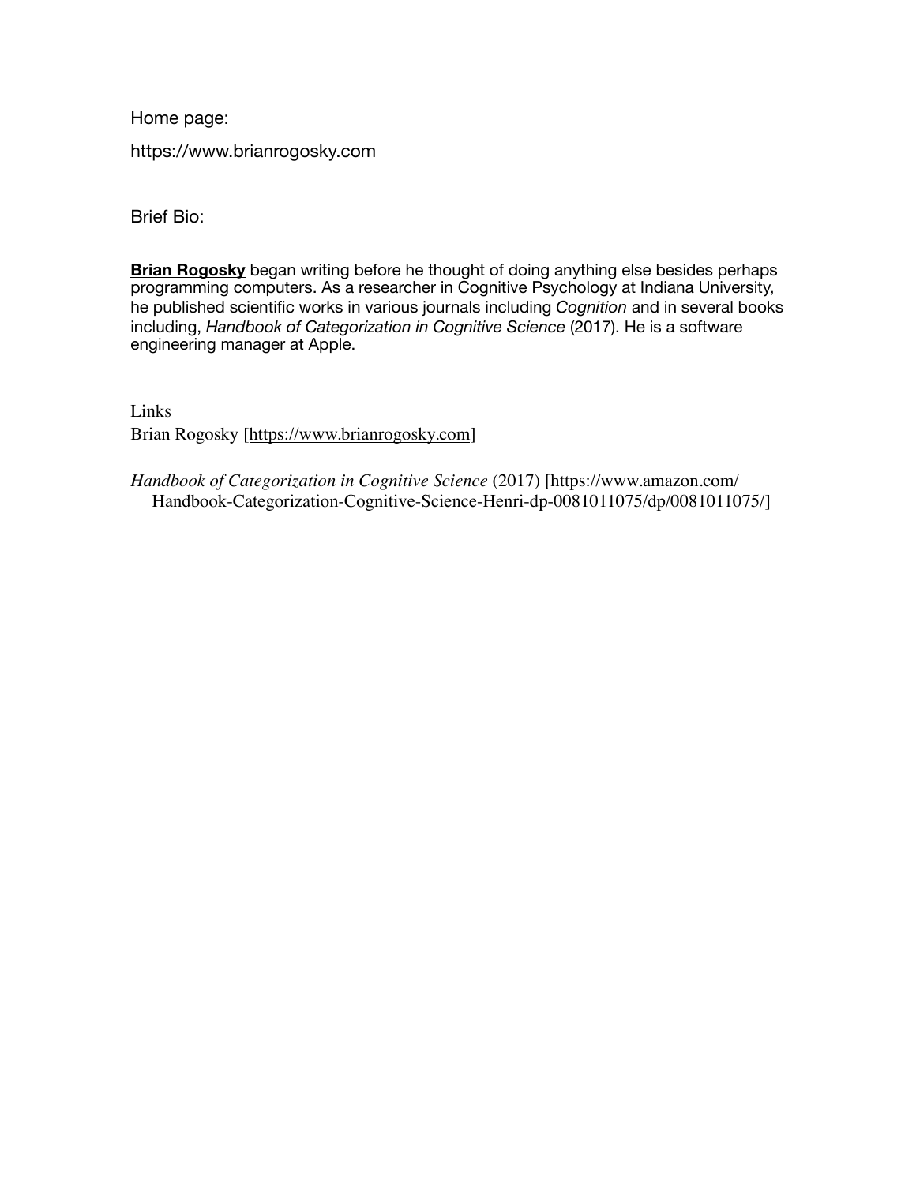Home page:

https://www.brianrogosky.com

Brief Bio:

**Brian Rogosky** began writing before he thought of doing anything else besides perhaps programming computers. As a researcher in Cognitive Psychology at Indiana University, he published scientific works in various journals including *Cognition* and in several books including, *Handbook of Categorization in Cognitive Science* (2017). He is a software engineering manager at Apple.

Links

Brian Rogosky [https://www.brianrogosky.com]

*Handbook of Categorization in Cognitive Science* (2017) [https://www.amazon.com/Handbook-Categorization-Cognitive-Science-Henri-dp-0081011075/dp/0081011075/]